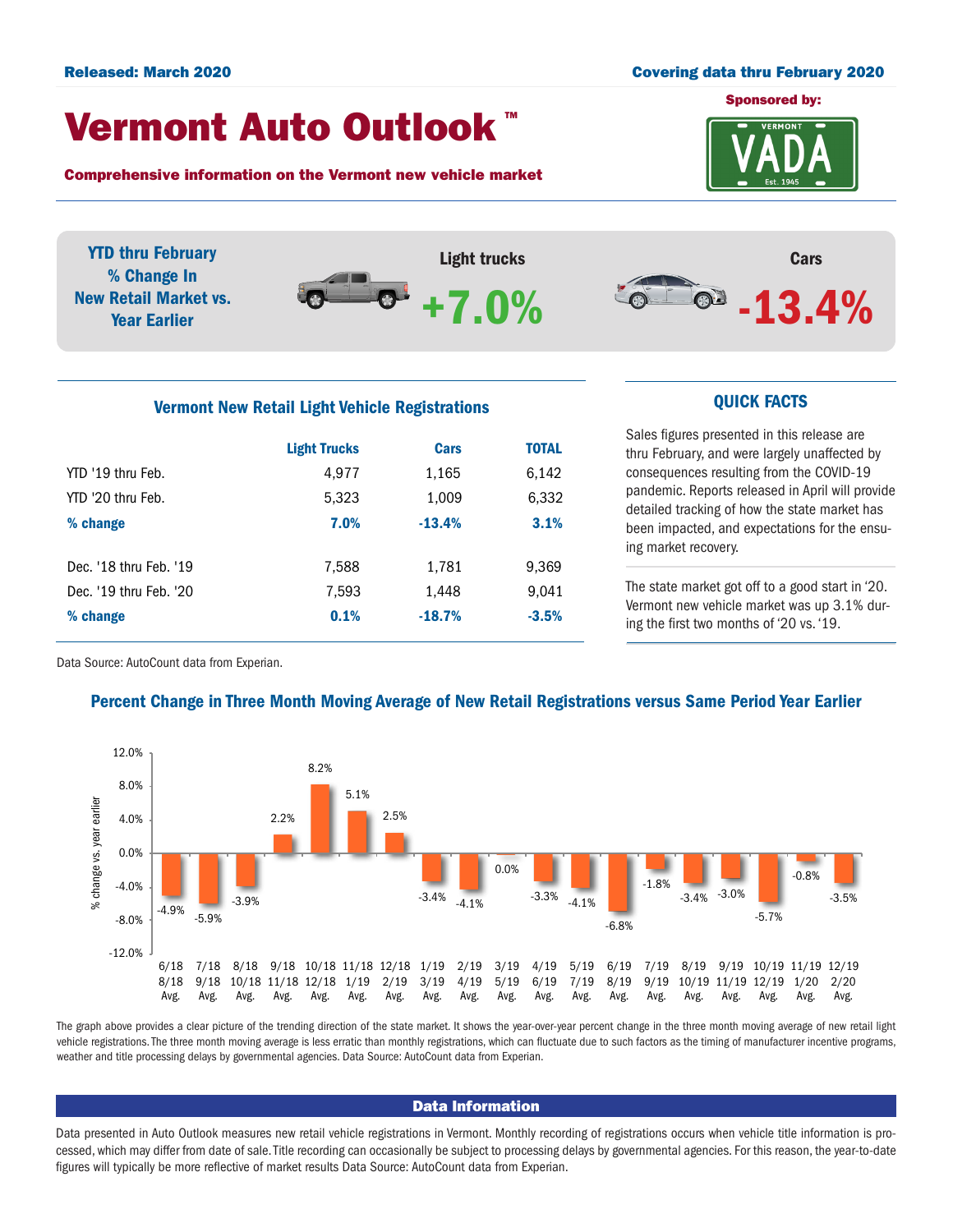**Released: March 2020**

**Covering data thru February 2020**

# Vermont Auto Outlook™

**Comprehensive information on the Vermont new vehicle market**

**Sponsored by:** VERMONT VADA Est. 1945

**YTD thru February % Change In New Retail Market vs. Year Earlier**

**Light trucks** **+7.0%**

**Cars** **-13.4%**

## Vermont New Retail Light Vehicle Registrations

| | Light Trucks | Cars | TOTAL |
|---|---|---|---|
| YTD '19 thru Feb. | 4,977 | 1,165 | 6,142 |
| YTD '20 thru Feb. | 5,323 | 1,009 | 6,332 |
| **% change** | **7.0%** | **-13.4%** | **3.1%** |
| Dec. '18 thru Feb. '19 | 7,588 | 1,781 | 9,369 |
| Dec. '19 thru Feb. '20 | 7,593 | 1,448 | 9,041 |
| **% change** | **0.1%** | **-18.7%** | **-3.5%** |

Data Source: AutoCount data from Experian.

## QUICK FACTS

Sales figures presented in this release are thru February, and were largely unaffected by consequences resulting from the COVID-19 pandemic. Reports released in April will provide detailed tracking of how the state market has been impacted, and expectations for the ensuing market recovery.

The state market got off to a good start in '20. Vermont new vehicle market was up 3.1% during the first two months of '20 vs. '19.

## Percent Change in Three Month Moving Average of New Retail Registrations versus Same Period Year Earlier

| Period | % change vs. year earlier |
|---|---|
| 6/18 8/18 Avg. | -4.9% |
| 7/18 9/18 Avg. | -5.9% |
| 8/18 10/18 Avg. | -3.9% |
| 9/18 11/18 Avg. | 2.2% |
| 10/18 12/18 Avg. | 8.2% |
| 11/18 1/19 Avg. | 5.1% |
| 12/18 2/19 Avg. | 2.5% |
| 1/19 3/19 Avg. | -3.4% |
| 2/19 4/19 Avg. | -4.1% |
| 3/19 5/19 Avg. | 0.0% |
| 4/19 6/19 Avg. | -3.3% |
| 5/19 7/19 Avg. | -4.1% |
| 6/19 8/19 Avg. | -6.8% |
| 7/19 9/19 Avg. | -1.8% |
| 8/19 10/19 Avg. | -3.4% |
| 9/19 11/19 Avg. | -3.0% |
| 10/19 12/19 Avg. | -5.7% |
| 11/19 1/20 Avg. | -0.8% |
| 12/19 2/20 Avg. | -3.5% |

The graph above provides a clear picture of the trending direction of the state market. It shows the year-over-year percent change in the three month moving average of new retail light vehicle registrations. The three month moving average is less erratic than monthly registrations, which can fluctuate due to such factors as the timing of manufacturer incentive programs, weather and title processing delays by governmental agencies. Data Source: AutoCount data from Experian.

## Data Information

Data presented in Auto Outlook measures new retail vehicle registrations in Vermont. Monthly recording of registrations occurs when vehicle title information is processed, which may differ from date of sale. Title recording can occasionally be subject to processing delays by governmental agencies. For this reason, the year-to-date figures will typically be more reflective of market results Data Source: AutoCount data from Experian.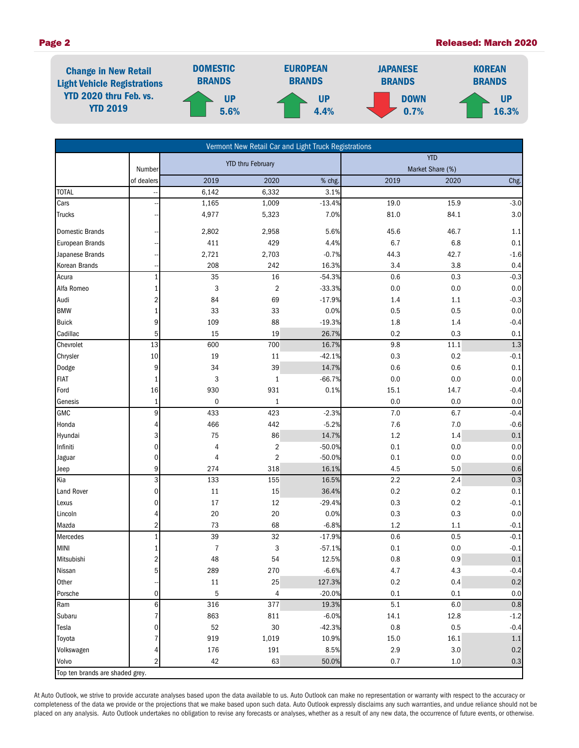**Change in New Retail Light Vehicle Registrations YTD 2020 thru Feb. vs. YTD 2019**

| DOMESTIC BRANDS | EUROPEAN BRANDS | JAPANESE BRANDS | KOREAN BRANDS |
|---|---|---|---|
| UP 5.6% | UP 4.4% | DOWN 0.7% | UP 16.3% |

**Vermont New Retail Car and Light Truck Registrations**

| | Number | YTD thru February | | | YTD Market Share (%) | | |
|---|---|---|---|---|---|---|---|
| | of dealers | 2019 | 2020 | % chg. | 2019 | 2020 | Chg. |
| TOTAL | -- | 6,142 | 6,332 | 3.1% | | | |
| Cars | -- | 1,165 | 1,009 | -13.4% | 19.0 | 15.9 | -3.0 |
| Trucks | -- | 4,977 | 5,323 | 7.0% | 81.0 | 84.1 | 3.0 |
| Domestic Brands | -- | 2,802 | 2,958 | 5.6% | 45.6 | 46.7 | 1.1 |
| European Brands | -- | 411 | 429 | 4.4% | 6.7 | 6.8 | 0.1 |
| Japanese Brands | -- | 2,721 | 2,703 | -0.7% | 44.3 | 42.7 | -1.6 |
| Korean Brands | -- | 208 | 242 | 16.3% | 3.4 | 3.8 | 0.4 |
| Acura | 1 | 35 | 16 | -54.3% | 0.6 | 0.3 | -0.3 |
| Alfa Romeo | 1 | 3 | 2 | -33.3% | 0.0 | 0.0 | 0.0 |
| Audi | 2 | 84 | 69 | -17.9% | 1.4 | 1.1 | -0.3 |
| BMW | 1 | 33 | 33 | 0.0% | 0.5 | 0.5 | 0.0 |
| Buick | 9 | 109 | 88 | -19.3% | 1.8 | 1.4 | -0.4 |
| Cadillac | 5 | 15 | 19 | 26.7% | 0.2 | 0.3 | 0.1 |
| Chevrolet | 13 | 600 | 700 | 16.7% | 9.8 | 11.1 | 1.3 |
| Chrysler | 10 | 19 | 11 | -42.1% | 0.3 | 0.2 | -0.1 |
| Dodge | 9 | 34 | 39 | 14.7% | 0.6 | 0.6 | 0.1 |
| FIAT | 1 | 3 | 1 | -66.7% | 0.0 | 0.0 | 0.0 |
| Ford | 16 | 930 | 931 | 0.1% | 15.1 | 14.7 | -0.4 |
| Genesis | 1 | 0 | 1 | | 0.0 | 0.0 | 0.0 |
| GMC | 9 | 433 | 423 | -2.3% | 7.0 | 6.7 | -0.4 |
| Honda | 4 | 466 | 442 | -5.2% | 7.6 | 7.0 | -0.6 |
| Hyundai | 3 | 75 | 86 | 14.7% | 1.2 | 1.4 | 0.1 |
| Infiniti | 0 | 4 | 2 | -50.0% | 0.1 | 0.0 | 0.0 |
| Jaguar | 0 | 4 | 2 | -50.0% | 0.1 | 0.0 | 0.0 |
| Jeep | 9 | 274 | 318 | 16.1% | 4.5 | 5.0 | 0.6 |
| Kia | 3 | 133 | 155 | 16.5% | 2.2 | 2.4 | 0.3 |
| Land Rover | 0 | 11 | 15 | 36.4% | 0.2 | 0.2 | 0.1 |
| Lexus | 0 | 17 | 12 | -29.4% | 0.3 | 0.2 | -0.1 |
| Lincoln | 4 | 20 | 20 | 0.0% | 0.3 | 0.3 | 0.0 |
| Mazda | 2 | 73 | 68 | -6.8% | 1.2 | 1.1 | -0.1 |
| Mercedes | 1 | 39 | 32 | -17.9% | 0.6 | 0.5 | -0.1 |
| MINI | 1 | 7 | 3 | -57.1% | 0.1 | 0.0 | -0.1 |
| Mitsubishi | 2 | 48 | 54 | 12.5% | 0.8 | 0.9 | 0.1 |
| Nissan | 5 | 289 | 270 | -6.6% | 4.7 | 4.3 | -0.4 |
| Other | -- | 11 | 25 | 127.3% | 0.2 | 0.4 | 0.2 |
| Porsche | 0 | 5 | 4 | -20.0% | 0.1 | 0.1 | 0.0 |
| Ram | 6 | 316 | 377 | 19.3% | 5.1 | 6.0 | 0.8 |
| Subaru | 7 | 863 | 811 | -6.0% | 14.1 | 12.8 | -1.2 |
| Tesla | 0 | 52 | 30 | -42.3% | 0.8 | 0.5 | -0.4 |
| Toyota | 7 | 919 | 1,019 | 10.9% | 15.0 | 16.1 | 1.1 |
| Volkswagen | 4 | 176 | 191 | 8.5% | 2.9 | 3.0 | 0.2 |
| Volvo | 2 | 42 | 63 | 50.0% | 0.7 | 1.0 | 0.3 |

Top ten brands are shaded grey.

At Auto Outlook, we strive to provide accurate analyses based upon the data available to us. Auto Outlook can make no representation or warranty with respect to the accuracy or completeness of the data we provide or the projections that we make based upon such data. Auto Outlook expressly disclaims any such warranties, and undue reliance should not be placed on any analysis. Auto Outlook undertakes no obligation to revise any forecasts or analyses, whether as a result of any new data, the occurrence of future events, or otherwise.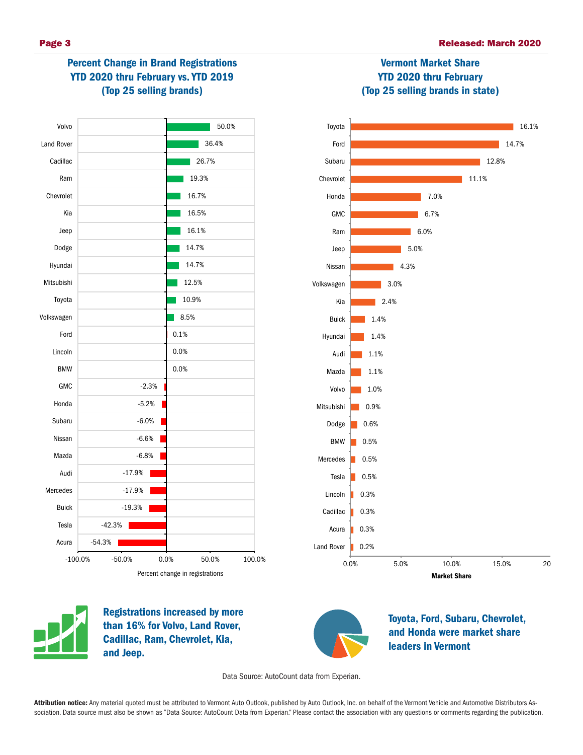## Percent Change in Brand Registrations YTD 2020 thru February vs. YTD 2019 (Top 25 selling brands)

| Brand | Percent change in registrations |
|---|---|
| Volvo | 50.0% |
| Land Rover | 36.4% |
| Cadillac | 26.7% |
| Ram | 19.3% |
| Chevrolet | 16.7% |
| Kia | 16.5% |
| Jeep | 16.1% |
| Dodge | 14.7% |
| Hyundai | 14.7% |
| Mitsubishi | 12.5% |
| Toyota | 10.9% |
| Volkswagen | 8.5% |
| Ford | 0.1% |
| Lincoln | 0.0% |
| BMW | 0.0% |
| GMC | -2.3% |
| Honda | -5.2% |
| Subaru | -6.0% |
| Nissan | -6.6% |
| Mazda | -6.8% |
| Audi | -17.9% |
| Mercedes | -17.9% |
| Buick | -19.3% |
| Tesla | -42.3% |
| Acura | -54.3% |

## Vermont Market Share YTD 2020 thru February (Top 25 selling brands in state)

| Brand | Market Share |
|---|---|
| Toyota | 16.1% |
| Ford | 14.7% |
| Subaru | 12.8% |
| Chevrolet | 11.1% |
| Honda | 7.0% |
| GMC | 6.7% |
| Ram | 6.0% |
| Jeep | 5.0% |
| Nissan | 4.3% |
| Volkswagen | 3.0% |
| Kia | 2.4% |
| Buick | 1.4% |
| Hyundai | 1.4% |
| Audi | 1.1% |
| Mazda | 1.1% |
| Volvo | 1.0% |
| Mitsubishi | 0.9% |
| Dodge | 0.6% |
| BMW | 0.5% |
| Mercedes | 0.5% |
| Tesla | 0.5% |
| Lincoln | 0.3% |
| Cadillac | 0.3% |
| Acura | 0.3% |
| Land Rover | 0.2% |

**Registrations increased by more than 16% for Volvo, Land Rover, Cadillac, Ram, Chevrolet, Kia, and Jeep.**

**Toyota, Ford, Subaru, Chevrolet, and Honda were market share leaders in Vermont**

Data Source: AutoCount data from Experian.

**Attribution notice:** Any material quoted must be attributed to Vermont Auto Outlook, published by Auto Outlook, Inc. on behalf of the Vermont Vehicle and Automotive Distributors Association. Data source must also be shown as "Data Source: AutoCount Data from Experian." Please contact the association with any questions or comments regarding the publication.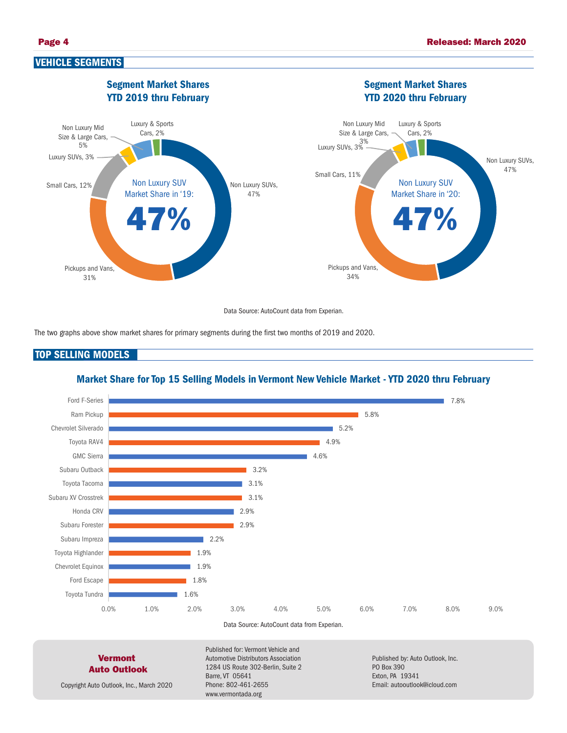## VEHICLE SEGMENTS

**Segment Market Shares YTD 2019 thru February**

Luxury & Sports Cars, 2%
Non Luxury Mid Size & Large Cars, 5%
Luxury SUVs, 3%
Small Cars, 12%
Pickups and Vans, 31%
Non Luxury SUVs, 47%

Non Luxury SUV Market Share in '19:
47%

**Segment Market Shares YTD 2020 thru February**

Non Luxury Mid Size & Large Cars, 3%
Luxury & Sports Cars, 2%
Luxury SUVs, 3%
Small Cars, 11%
Pickups and Vans, 34%
Non Luxury SUVs, 47%

Non Luxury SUV Market Share in '20:
47%

Data Source: AutoCount data from Experian.

The two graphs above show market shares for primary segments during the first two months of 2019 and 2020.

## TOP SELLING MODELS

**Market Share for Top 15 Selling Models in Vermont New Vehicle Market - YTD 2020 thru February**

Ford F-Series 7.8%
Ram Pickup 5.8%
Chevrolet Silverado 5.2%
Toyota RAV4 4.9%
GMC Sierra 4.6%
Subaru Outback 3.2%
Toyota Tacoma 3.1%
Subaru XV Crosstrek 3.1%
Honda CRV 2.9%
Subaru Forester 2.9%
Subaru Impreza 2.2%
Toyota Highlander 1.9%
Chevrolet Equinox 1.9%
Ford Escape 1.8%
Toyota Tundra 1.6%

0.0% 1.0% 2.0% 3.0% 4.0% 5.0% 6.0% 7.0% 8.0% 9.0%

Data Source: AutoCount data from Experian.

**Vermont Auto Outlook**

Copyright Auto Outlook, Inc., March 2020

Published for: Vermont Vehicle and Automotive Distributors Association
1284 US Route 302-Berlin, Suite 2
Barre, VT 05641
Phone: 802-461-2655
www.vermontada.org

Published by: Auto Outlook, Inc.
PO Box 390
Exton, PA 19341
Email: autooutlook@icloud.com